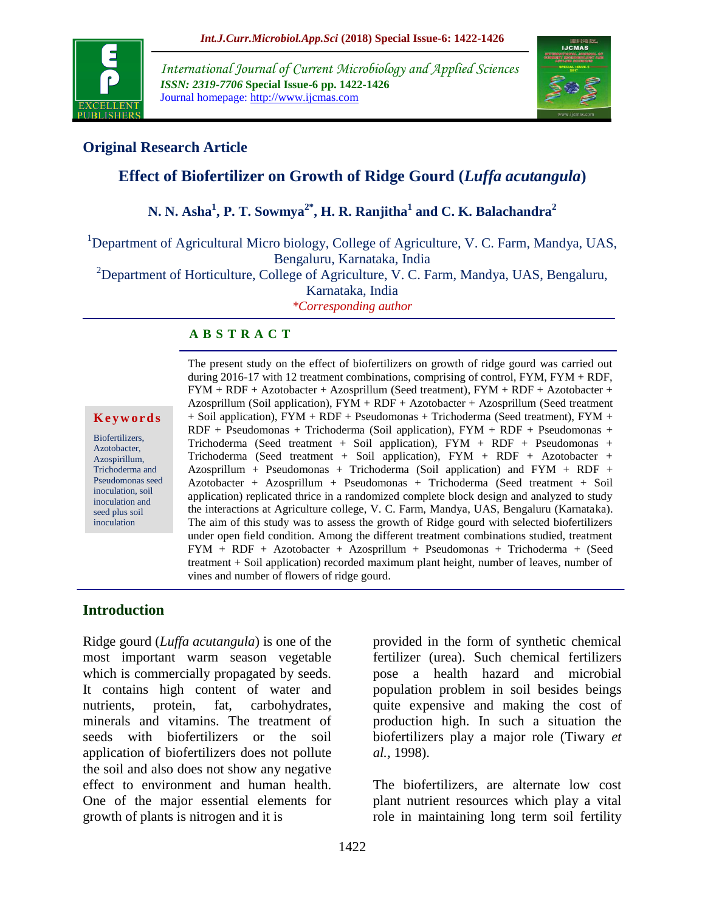**Original Research Article**

# Effect of Biofertilizer on Growth of Ridge Gourd (*Luffa acutangula*)

**N. N. Asha[1], P. T. Sowmya[2*], H. R. Ranjitha[1] and C. K. Balachandra[2]**

[1]Department of Agricultural Micro biology, College of Agriculture, V. C. Farm, Mandya, UAS, Bengaluru, Karnataka, India

[2]Department of Horticulture, College of Agriculture, V. C. Farm, Mandya, UAS, Bengaluru, Karnataka, India

*\*Corresponding author*

## A B S T R A C T

**Keywords**

Biofertilizers, Azotobacter, Azospirillum, Trichoderma and Pseudomonas seed inoculation, soil inoculation and seed plus soil inoculation

The present study on the effect of biofertilizers on growth of ridge gourd was carried out during 2016-17 with 12 treatment combinations, comprising of control, FYM, FYM + RDF, FYM + RDF + Azotobacter + Azosprillum (Seed treatment), FYM + RDF + Azotobacter + Azosprillum (Soil application), FYM + RDF + Azotobacter + Azosprillum (Seed treatment + Soil application), FYM + RDF + Pseudomonas + Trichoderma (Seed treatment), FYM + RDF + Pseudomonas + Trichoderma (Soil application), FYM + RDF + Pseudomonas + Trichoderma (Seed treatment + Soil application), FYM + RDF + Pseudomonas + Trichoderma (Seed treatment + Soil application), FYM + RDF + Azotobacter + Azosprillum + Pseudomonas + Trichoderma (Soil application) and FYM + RDF + Azotobacter + Azosprillum + Pseudomonas + Trichoderma (Seed treatment + Soil application) replicated thrice in a randomized complete block design and analyzed to study the interactions at Agriculture college, V. C. Farm, Mandya, UAS, Bengaluru (Karnataka). The aim of this study was to assess the growth of Ridge gourd with selected biofertilizers under open field condition. Among the different treatment combinations studied, treatment FYM + RDF + Azotobacter + Azosprillum + Pseudomonas + Trichoderma + (Seed treatment + Soil application) recorded maximum plant height, number of leaves, number of vines and number of flowers of ridge gourd.

## Introduction

Ridge gourd (*Luffa acutangula*) is one of the most important warm season vegetable which is commercially propagated by seeds. It contains high content of water and nutrients, protein, fat, carbohydrates, minerals and vitamins. The treatment of seeds with biofertilizers or the soil application of biofertilizers does not pollute the soil and also does not show any negative effect to environment and human health. One of the major essential elements for growth of plants is nitrogen and it is provided in the form of synthetic chemical fertilizer (urea). Such chemical fertilizers pose a health hazard and microbial population problem in soil besides beings quite expensive and making the cost of production high. In such a situation the biofertilizers play a major role (Tiwary *et al.,* 1998).

The biofertilizers, are alternate low cost plant nutrient resources which play a vital role in maintaining long term soil fertility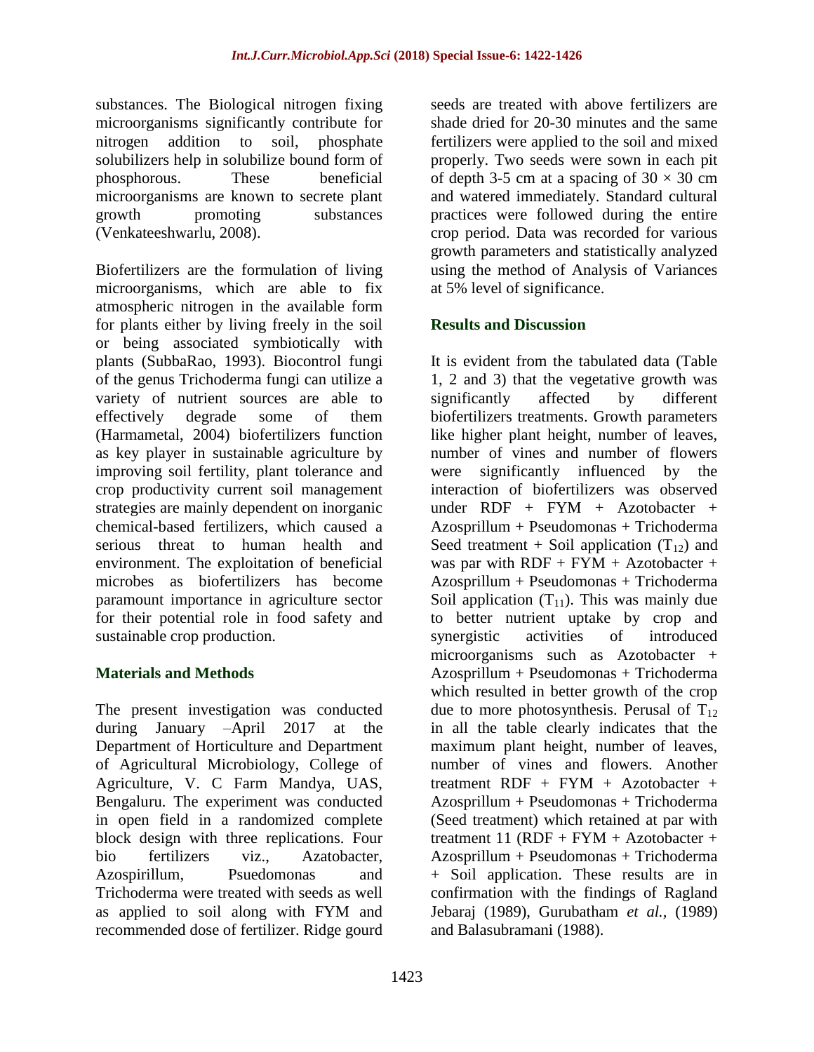substances. The Biological nitrogen fixing microorganisms significantly contribute for nitrogen addition to soil, phosphate solubilizers help in solubilize bound form of phosphorous. These beneficial microorganisms are known to secrete plant growth promoting substances (Venkateeshwarlu, 2008).

Biofertilizers are the formulation of living microorganisms, which are able to fix atmospheric nitrogen in the available form for plants either by living freely in the soil or being associated symbiotically with plants (SubbaRao, 1993). Biocontrol fungi of the genus Trichoderma fungi can utilize a variety of nutrient sources are able to effectively degrade some of them (Harmametal, 2004) biofertilizers function as key player in sustainable agriculture by improving soil fertility, plant tolerance and crop productivity current soil management strategies are mainly dependent on inorganic chemical-based fertilizers, which caused a serious threat to human health and environment. The exploitation of beneficial microbes as biofertilizers has become paramount importance in agriculture sector for their potential role in food safety and sustainable crop production.

## Materials and Methods

The present investigation was conducted during January –April 2017 at the Department of Horticulture and Department of Agricultural Microbiology, College of Agriculture, V. C Farm Mandya, UAS, Bengaluru. The experiment was conducted in open field in a randomized complete block design with three replications. Four bio fertilizers viz., Azatobacter, Azospirillum, Psuedomonas and Trichoderma were treated with seeds as well as applied to soil along with FYM and recommended dose of fertilizer. Ridge gourd seeds are treated with above fertilizers are shade dried for 20-30 minutes and the same fertilizers were applied to the soil and mixed properly. Two seeds were sown in each pit of depth 3-5 cm at a spacing of $30 \times 30$ cm and watered immediately. Standard cultural practices were followed during the entire crop period. Data was recorded for various growth parameters and statistically analyzed using the method of Analysis of Variances at 5% level of significance.

## Results and Discussion

It is evident from the tabulated data (Table 1, 2 and 3) that the vegetative growth was significantly affected by different biofertilizers treatments. Growth parameters like higher plant height, number of leaves, number of vines and number of flowers were significantly influenced by the interaction of biofertilizers was observed under RDF + FYM + Azotobacter + Azosprillum + Pseudomonas + Trichoderma Seed treatment + Soil application ($T_{12}$) and was par with RDF + FYM + Azotobacter + Azosprillum + Pseudomonas + Trichoderma Soil application ($T_{11}$). This was mainly due to better nutrient uptake by crop and synergistic activities of introduced microorganisms such as Azotobacter + Azosprillum + Pseudomonas + Trichoderma which resulted in better growth of the crop due to more photosynthesis. Perusal of $T_{12}$ in all the table clearly indicates that the maximum plant height, number of leaves, number of vines and flowers. Another treatment RDF + FYM + Azotobacter + Azosprillum + Pseudomonas + Trichoderma (Seed treatment) which retained at par with treatment 11 (RDF + FYM + Azotobacter + Azosprillum + Pseudomonas + Trichoderma + Soil application. These results are in confirmation with the findings of Ragland Jebaraj (1989), Gurubatham *et al.,* (1989) and Balasubramani (1988).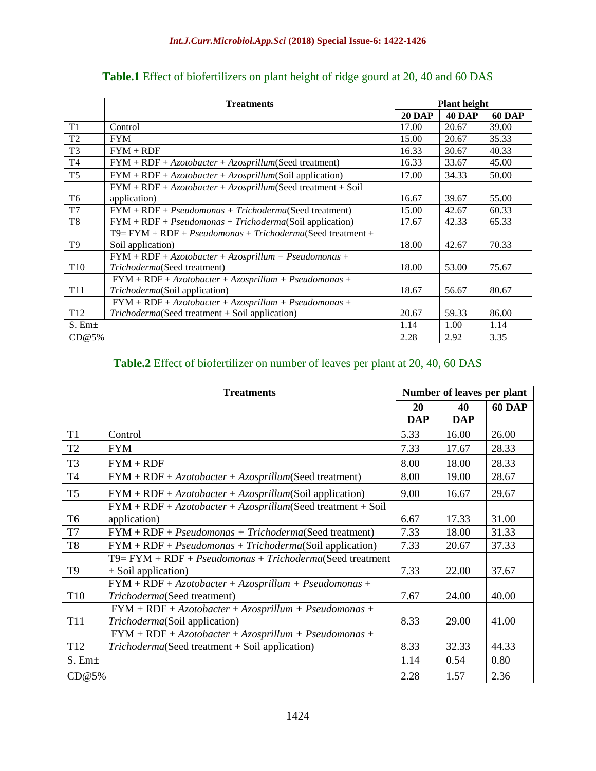**Table.1** Effect of biofertilizers on plant height of ridge gourd at 20, 40 and 60 DAS

| | Treatments | Plant height | | |
|---|---|---|---|---|
| | | **20 DAP** | **40 DAP** | **60 DAP** |
| T1 | Control | 17.00 | 20.67 | 39.00 |
| T2 | FYM | 15.00 | 20.67 | 35.33 |
| T3 | FYM + RDF | 16.33 | 30.67 | 40.33 |
| T4 | FYM + RDF + *Azotobacter* + *Azosprillum*(Seed treatment) | 16.33 | 33.67 | 45.00 |
| T5 | FYM + RDF + *Azotobacter* + *Azosprillum*(Soil application) | 17.00 | 34.33 | 50.00 |
| T6 | FYM + RDF + *Azotobacter* + *Azosprillum*(Seed treatment + Soil application) | 16.67 | 39.67 | 55.00 |
| T7 | FYM + RDF + *Pseudomonas* + *Trichoderma*(Seed treatment) | 15.00 | 42.67 | 60.33 |
| T8 | FYM + RDF + *Pseudomonas* + *Trichoderma*(Soil application) | 17.67 | 42.33 | 65.33 |
| T9 | T9= FYM + RDF + *Pseudomonas* + *Trichoderma*(Seed treatment + Soil application) | 18.00 | 42.67 | 70.33 |
| T10 | FYM + RDF + *Azotobacter* + *Azosprillum* + *Pseudomonas* + *Trichoderma*(Seed treatment) | 18.00 | 53.00 | 75.67 |
| T11 | FYM + RDF + *Azotobacter* + *Azosprillum* + *Pseudomonas* + *Trichoderma*(Soil application) | 18.67 | 56.67 | 80.67 |
| T12 | FYM + RDF + *Azotobacter* + *Azosprillum* + *Pseudomonas* + *Trichoderma*(Seed treatment + Soil application) | 20.67 | 59.33 | 86.00 |
| S. Em± | | 1.14 | 1.00 | 1.14 |
| CD@5% | | 2.28 | 2.92 | 3.35 |

**Table.2** Effect of biofertilizer on number of leaves per plant at 20, 40, 60 DAS

| | Treatments | Number of leaves per plant | | |
|---|---|---|---|---|
| | | **20 DAP** | **40 DAP** | **60 DAP** |
| T1 | Control | 5.33 | 16.00 | 26.00 |
| T2 | FYM | 7.33 | 17.67 | 28.33 |
| T3 | FYM + RDF | 8.00 | 18.00 | 28.33 |
| T4 | FYM + RDF + *Azotobacter* + *Azosprillum*(Seed treatment) | 8.00 | 19.00 | 28.67 |
| T5 | FYM + RDF + *Azotobacter* + *Azosprillum*(Soil application) | 9.00 | 16.67 | 29.67 |
| T6 | FYM + RDF + *Azotobacter* + *Azosprillum*(Seed treatment + Soil application) | 6.67 | 17.33 | 31.00 |
| T7 | FYM + RDF + *Pseudomonas* + *Trichoderma*(Seed treatment) | 7.33 | 18.00 | 31.33 |
| T8 | FYM + RDF + *Pseudomonas* + *Trichoderma*(Soil application) | 7.33 | 20.67 | 37.33 |
| T9 | T9= FYM + RDF + *Pseudomonas* + *Trichoderma*(Seed treatment + Soil application) | 7.33 | 22.00 | 37.67 |
| T10 | FYM + RDF + *Azotobacter* + *Azosprillum* + *Pseudomonas* + *Trichoderma*(Seed treatment) | 7.67 | 24.00 | 40.00 |
| T11 | FYM + RDF + *Azotobacter* + *Azosprillum* + *Pseudomonas* + *Trichoderma*(Soil application) | 8.33 | 29.00 | 41.00 |
| T12 | FYM + RDF + *Azotobacter* + *Azosprillum* + *Pseudomonas* + *Trichoderma*(Seed treatment + Soil application) | 8.33 | 32.33 | 44.33 |
| S. Em± | | 1.14 | 0.54 | 0.80 |
| CD@5% | | 2.28 | 1.57 | 2.36 |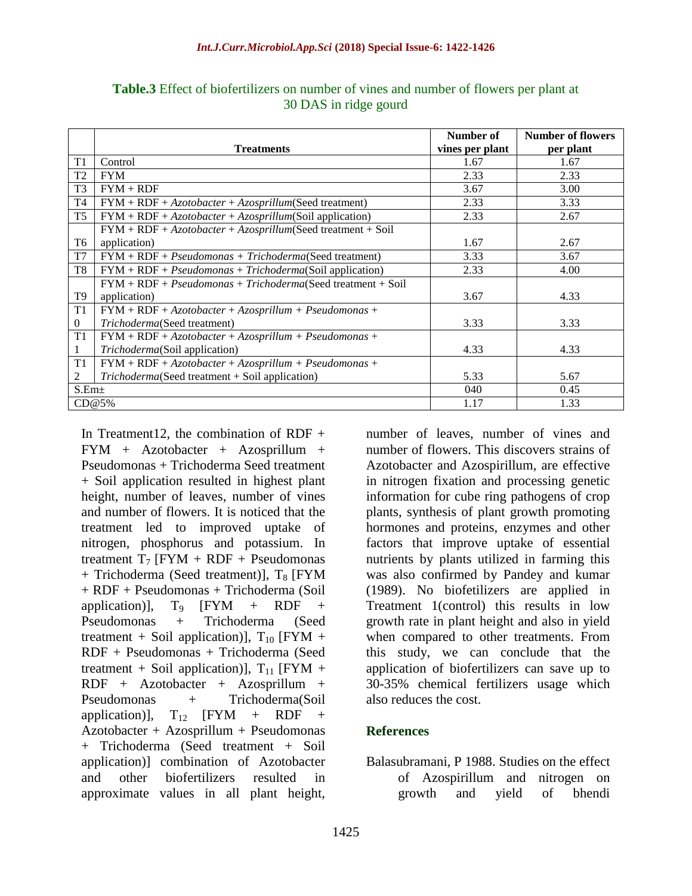**Table.3** Effect of biofertilizers on number of vines and number of flowers per plant at 30 DAS in ridge gourd

| | Treatments | Number of vines per plant | Number of flowers per plant |
|---|---|---|---|
| T1 | Control | 1.67 | 1.67 |
| T2 | FYM | 2.33 | 2.33 |
| T3 | FYM + RDF | 3.67 | 3.00 |
| T4 | FYM + RDF + *Azotobacter* + *Azosprillum*(Seed treatment) | 2.33 | 3.33 |
| T5 | FYM + RDF + *Azotobacter* + *Azosprillum*(Soil application) | 2.33 | 2.67 |
| T6 | FYM + RDF + *Azotobacter* + *Azosprillum*(Seed treatment + Soil application) | 1.67 | 2.67 |
| T7 | FYM + RDF + *Pseudomonas* + *Trichoderma*(Seed treatment) | 3.33 | 3.67 |
| T8 | FYM + RDF + *Pseudomonas* + *Trichoderma*(Soil application) | 2.33 | 4.00 |
| T9 | FYM + RDF + *Pseudomonas* + *Trichoderma*(Seed treatment + Soil application) | 3.67 | 4.33 |
| T10 | FYM + RDF + *Azotobacter* + *Azosprillum* + *Pseudomonas* + *Trichoderma*(Seed treatment) | 3.33 | 3.33 |
| T11 | FYM + RDF + *Azotobacter* + *Azosprillum* + *Pseudomonas* + *Trichoderma*(Soil application) | 4.33 | 4.33 |
| T12 | FYM + RDF + *Azotobacter* + *Azosprillum* + *Pseudomonas* + *Trichoderma*(Seed treatment + Soil application) | 5.33 | 5.67 |
| S.Em± | | 040 | 0.45 |
| CD@5% | | 1.17 | 1.33 |

In Treatment12, the combination of RDF + FYM + Azotobacter + Azosprillum + Pseudomonas + Trichoderma Seed treatment + Soil application resulted in highest plant height, number of leaves, number of vines and number of flowers. It is noticed that the treatment led to improved uptake of nitrogen, phosphorus and potassium. In treatment $T_7$ [FYM + RDF + Pseudomonas + Trichoderma (Seed treatment)], $T_8$ [FYM + RDF + Pseudomonas + Trichoderma (Soil application)], $T_9$ [FYM + RDF + Pseudomonas + Trichoderma (Seed treatment + Soil application)], $T_{10}$ [FYM + RDF + Pseudomonas + Trichoderma (Seed treatment + Soil application)], $T_{11}$ [FYM + RDF + Azotobacter + Azosprillum + Pseudomonas + Trichoderma(Soil application)], $T_{12}$ [FYM + RDF + Azotobacter + Azosprillum + Pseudomonas + Trichoderma (Seed treatment + Soil application)] combination of Azotobacter and other biofertilizers resulted in approximate values in all plant height, number of leaves, number of vines and number of flowers. This discovers strains of Azotobacter and Azospirillum, are effective in nitrogen fixation and processing genetic information for cube ring pathogens of crop plants, synthesis of plant growth promoting hormones and proteins, enzymes and other factors that improve uptake of essential nutrients by plants utilized in farming this was also confirmed by Pandey and kumar (1989). No biofetilizers are applied in Treatment 1(control) this results in low growth rate in plant height and also in yield when compared to other treatments. From this study, we can conclude that the application of biofertilizers can save up to 30-35% chemical fertilizers usage which also reduces the cost.

## References

Balasubramani, P 1988. Studies on the effect of Azospirillum and nitrogen on growth and yield of bhendi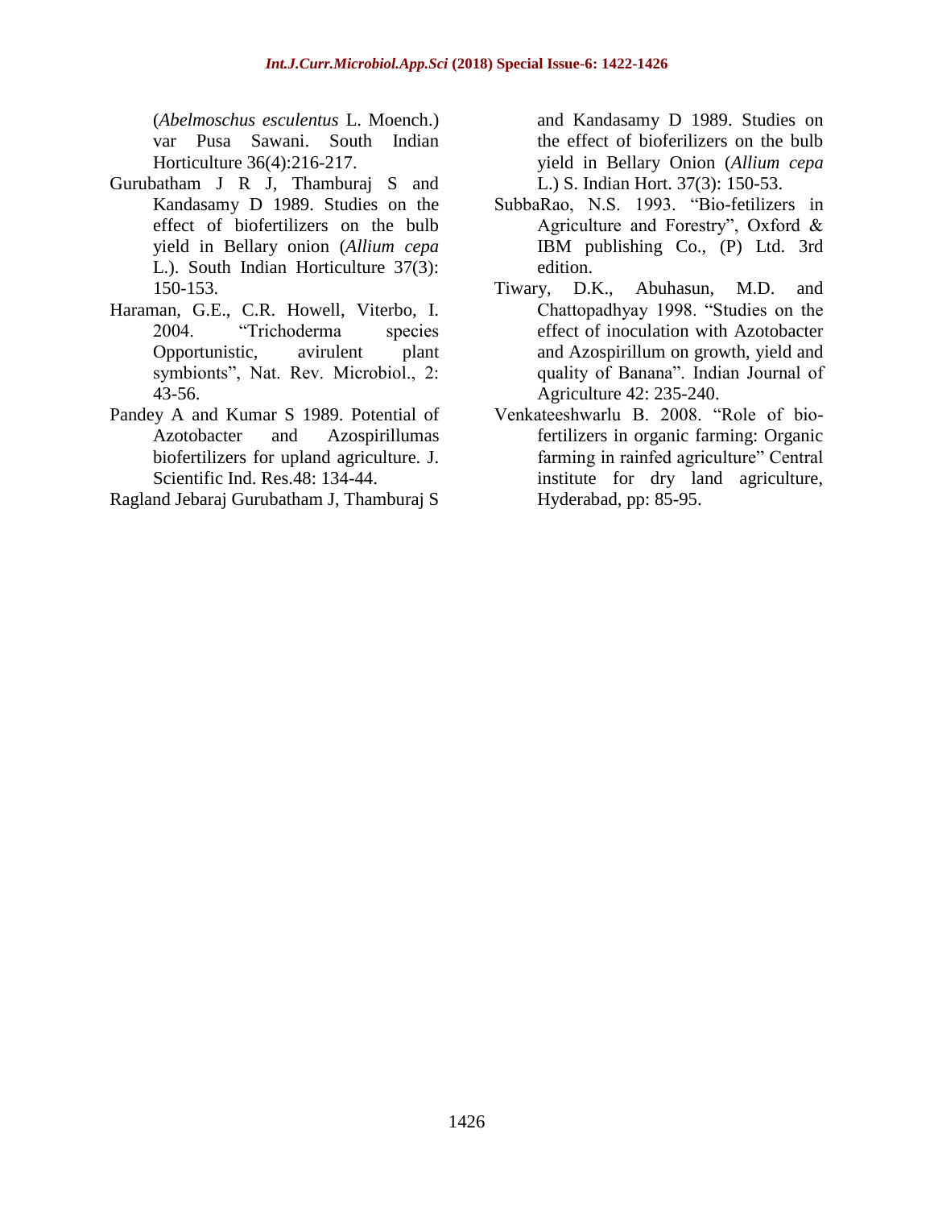(*Abelmoschus esculentus* L. Moench.) var Pusa Sawani. South Indian Horticulture 36(4):216-217.

Gurubatham J R J, Thamburaj S and Kandasamy D 1989. Studies on the effect of biofertilizers on the bulb yield in Bellary onion (*Allium cepa* L.). South Indian Horticulture 37(3): 150-153.

Haraman, G.E., C.R. Howell, Viterbo, I. 2004. “Trichoderma species Opportunistic, avirulent plant symbionts”, Nat. Rev. Microbiol., 2: 43-56.

Pandey A and Kumar S 1989. Potential of Azotobacter and Azospirillumas biofertilizers for upland agriculture. J. Scientific Ind. Res.48: 134-44.

Ragland Jebaraj Gurubatham J, Thamburaj S and Kandasamy D 1989. Studies on the effect of bioferilizers on the bulb yield in Bellary Onion (*Allium cepa* L.) S. Indian Hort. 37(3): 150-53.

SubbaRao, N.S. 1993. “Bio-fetilizers in Agriculture and Forestry”, Oxford & IBM publishing Co., (P) Ltd. 3rd edition.

Tiwary, D.K., Abuhasun, M.D. and Chattopadhyay 1998. “Studies on the effect of inoculation with Azotobacter and Azospirillum on growth, yield and quality of Banana”. Indian Journal of Agriculture 42: 235-240.

Venkateeshwarlu B. 2008. “Role of bio-fertilizers in organic farming: Organic farming in rainfed agriculture” Central institute for dry land agriculture, Hyderabad, pp: 85-95.